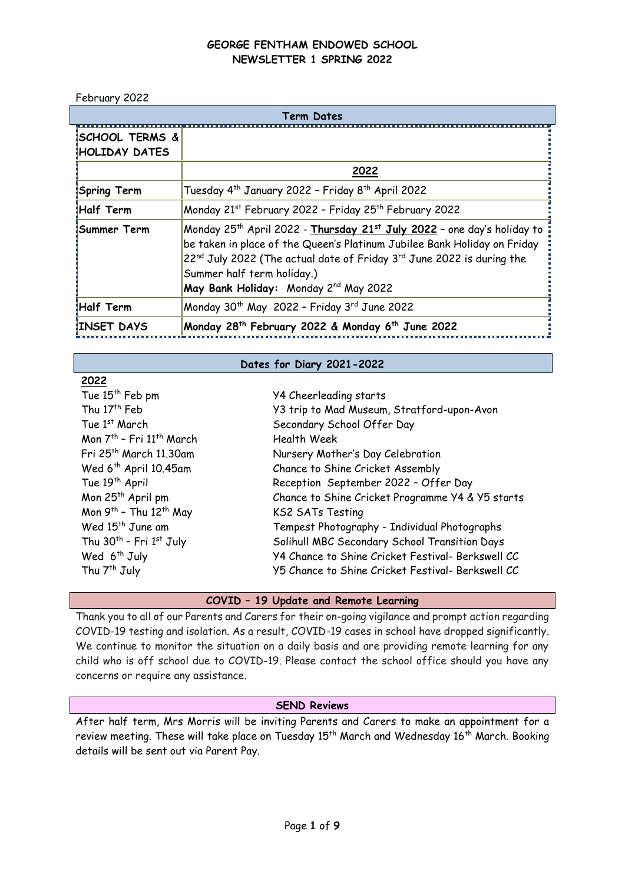# GEORGE FENTHAM ENDOWED SCHOOL
## NEWSLETTER 1 SPRING 2022

February 2022

| Term Dates | |
|---|---|
| **SCHOOL TERMS & HOLIDAY DATES** | |
| | **2022** |
| **Spring Term** | Tuesday 4th January 2022 – Friday 8th April 2022 |
| **Half Term** | Monday 21st February 2022 – Friday 25th February 2022 |
| **Summer Term** | Monday 25th April 2022 - **Thursday 21st July 2022** – one day's holiday to be taken in place of the Queen's Platinum Jubilee Bank Holiday on Friday 22nd July 2022 (The actual date of Friday 3rd June 2022 is during the Summer half term holiday.) **May Bank Holiday:** Monday 2nd May 2022 |
| **Half Term** | Monday 30th May 2022 – Friday 3rd June 2022 |
| **INSET DAYS** | **Monday 28th February 2022 & Monday 6th June 2022** |

### Dates for Diary 2021-2022

**2022**

| | |
|---|---|
| Tue 15th Feb pm | Y4 Cheerleading starts |
| Thu 17th Feb | Y3 trip to Mad Museum, Stratford-upon-Avon |
| Tue 1st March | Secondary School Offer Day |
| Mon 7th – Fri 11th March | Health Week |
| Fri 25th March 11.30am | Nursery Mother's Day Celebration |
| Wed 6th April 10.45am | Chance to Shine Cricket Assembly |
| Tue 19th April | Reception September 2022 – Offer Day |
| Mon 25th April pm | Chance to Shine Cricket Programme Y4 & Y5 starts |
| Mon 9th – Thu 12th May | KS2 SATs Testing |
| Wed 15th June am | Tempest Photography - Individual Photographs |
| Thu 30th – Fri 1st July | Solihull MBC Secondary School Transition Days |
| Wed 6th July | Y4 Chance to Shine Cricket Festival- Berkswell CC |
| Thu 7th July | Y5 Chance to Shine Cricket Festival- Berkswell CC |

### COVID – 19 Update and Remote Learning

Thank you to all of our Parents and Carers for their on-going vigilance and prompt action regarding COVID-19 testing and isolation. As a result, COVID-19 cases in school have dropped significantly. We continue to monitor the situation on a daily basis and are providing remote learning for any child who is off school due to COVID-19. Please contact the school office should you have any concerns or require any assistance.

### SEND Reviews

After half term, Mrs Morris will be inviting Parents and Carers to make an appointment for a review meeting. These will take place on Tuesday 15th March and Wednesday 16th March. Booking details will be sent out via Parent Pay.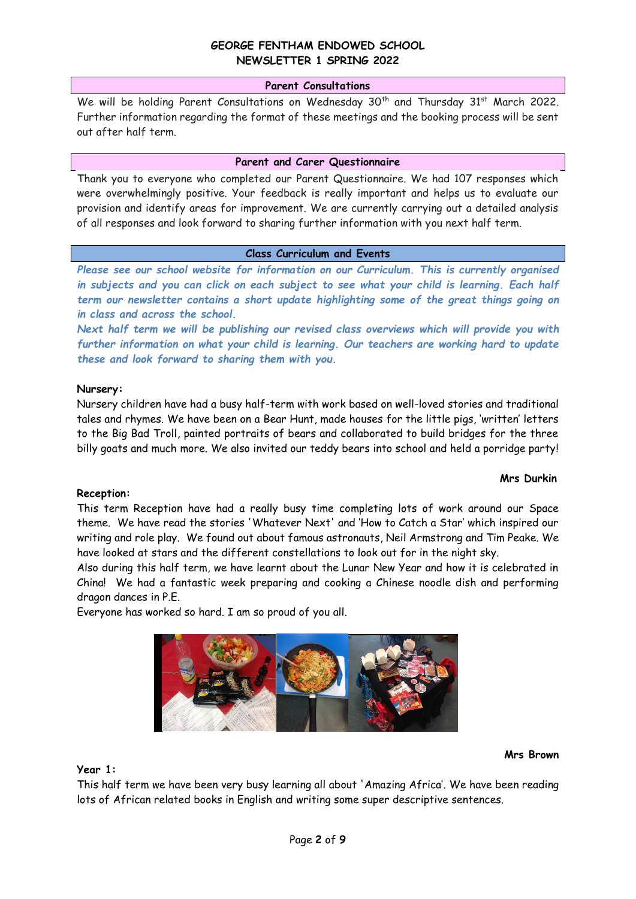# GEORGE FENTHAM ENDOWED SCHOOL
## NEWSLETTER 1 SPRING 2022

### Parent Consultations

We will be holding Parent Consultations on Wednesday 30th and Thursday 31st March 2022. Further information regarding the format of these meetings and the booking process will be sent out after half term.

### Parent and Carer Questionnaire

Thank you to everyone who completed our Parent Questionnaire. We had 107 responses which were overwhelmingly positive. Your feedback is really important and helps us to evaluate our provision and identify areas for improvement. We are currently carrying out a detailed analysis of all responses and look forward to sharing further information with you next half term.

### Class Curriculum and Events

***Please see our school website for information on our Curriculum. This is currently organised in subjects and you can click on each subject to see what your child is learning. Each half term our newsletter contains a short update highlighting some of the great things going on in class and across the school.***

***Next half term we will be publishing our revised class overviews which will provide you with further information on what your child is learning. Our teachers are working hard to update these and look forward to sharing them with you.***

**Nursery:**

Nursery children have had a busy half-term with work based on well-loved stories and traditional tales and rhymes. We have been on a Bear Hunt, made houses for the little pigs, 'written' letters to the Big Bad Troll, painted portraits of bears and collaborated to build bridges for the three billy goats and much more. We also invited our teddy bears into school and held a porridge party!

**Mrs Durkin**

**Reception:**

This term Reception have had a really busy time completing lots of work around our Space theme. We have read the stories 'Whatever Next' and 'How to Catch a Star' which inspired our writing and role play. We found out about famous astronauts, Neil Armstrong and Tim Peake. We have looked at stars and the different constellations to look out for in the night sky.

Also during this half term, we have learnt about the Lunar New Year and how it is celebrated in China! We had a fantastic week preparing and cooking a Chinese noodle dish and performing dragon dances in P.E.

Everyone has worked so hard. I am so proud of you all.

**Mrs Brown**

**Year 1:**

This half term we have been very busy learning all about 'Amazing Africa'. We have been reading lots of African related books in English and writing some super descriptive sentences.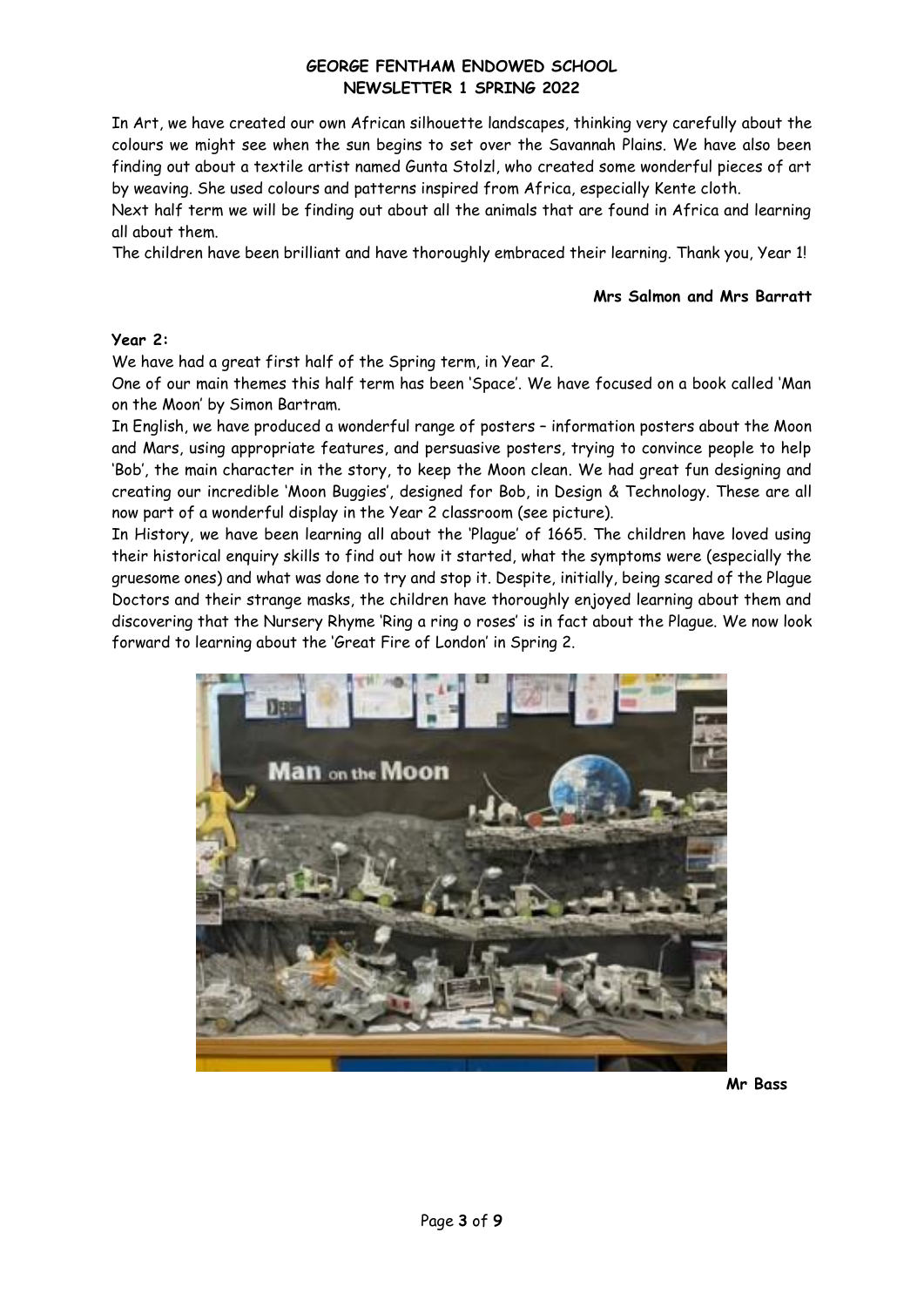# GEORGE FENTHAM ENDOWED SCHOOL
## NEWSLETTER 1 SPRING 2022

In Art, we have created our own African silhouette landscapes, thinking very carefully about the colours we might see when the sun begins to set over the Savannah Plains. We have also been finding out about a textile artist named Gunta Stolzl, who created some wonderful pieces of art by weaving. She used colours and patterns inspired from Africa, especially Kente cloth.

Next half term we will be finding out about all the animals that are found in Africa and learning all about them.

The children have been brilliant and have thoroughly embraced their learning. Thank you, Year 1!

**Mrs Salmon and Mrs Barratt**

**Year 2:**

We have had a great first half of the Spring term, in Year 2.

One of our main themes this half term has been 'Space'. We have focused on a book called 'Man on the Moon' by Simon Bartram.

In English, we have produced a wonderful range of posters – information posters about the Moon and Mars, using appropriate features, and persuasive posters, trying to convince people to help 'Bob', the main character in the story, to keep the Moon clean. We had great fun designing and creating our incredible 'Moon Buggies', designed for Bob, in Design & Technology. These are all now part of a wonderful display in the Year 2 classroom (see picture).

In History, we have been learning all about the 'Plague' of 1665. The children have loved using their historical enquiry skills to find out how it started, what the symptoms were (especially the gruesome ones) and what was done to try and stop it. Despite, initially, being scared of the Plague Doctors and their strange masks, the children have thoroughly enjoyed learning about them and discovering that the Nursery Rhyme 'Ring a ring o roses' is in fact about the Plague. We now look forward to learning about the 'Great Fire of London' in Spring 2.

**Mr Bass**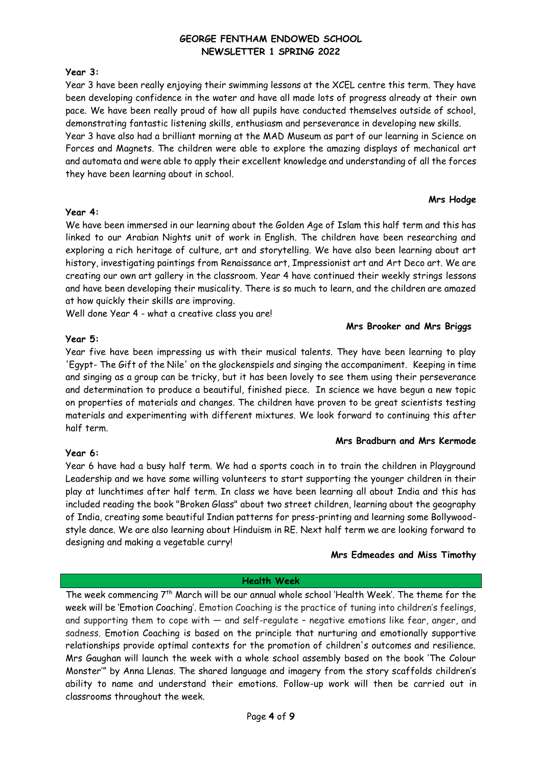**Year 3:**

Year 3 have been really enjoying their swimming lessons at the XCEL centre this term. They have been developing confidence in the water and have all made lots of progress already at their own pace. We have been really proud of how all pupils have conducted themselves outside of school, demonstrating fantastic listening skills, enthusiasm and perseverance in developing new skills.
Year 3 have also had a brilliant morning at the MAD Museum as part of our learning in Science on Forces and Magnets. The children were able to explore the amazing displays of mechanical art and automata and were able to apply their excellent knowledge and understanding of all the forces they have been learning about in school.

**Mrs Hodge**

**Year 4:**

We have been immersed in our learning about the Golden Age of Islam this half term and this has linked to our Arabian Nights unit of work in English. The children have been researching and exploring a rich heritage of culture, art and storytelling. We have also been learning about art history, investigating paintings from Renaissance art, Impressionist art and Art Deco art. We are creating our own art gallery in the classroom. Year 4 have continued their weekly strings lessons and have been developing their musicality. There is so much to learn, and the children are amazed at how quickly their skills are improving.
Well done Year 4 - what a creative class you are!

**Mrs Brooker and Mrs Briggs**

**Year 5:**

Year five have been impressing us with their musical talents. They have been learning to play 'Egypt- The Gift of the Nile' on the glockenspiels and singing the accompaniment. Keeping in time and singing as a group can be tricky, but it has been lovely to see them using their perseverance and determination to produce a beautiful, finished piece. In science we have begun a new topic on properties of materials and changes. The children have proven to be great scientists testing materials and experimenting with different mixtures. We look forward to continuing this after half term.

**Mrs Bradburn and Mrs Kermode**

**Year 6:**

Year 6 have had a busy half term. We had a sports coach in to train the children in Playground Leadership and we have some willing volunteers to start supporting the younger children in their play at lunchtimes after half term. In class we have been learning all about India and this has included reading the book "Broken Glass" about two street children, learning about the geography of India, creating some beautiful Indian patterns for press-printing and learning some Bollywood-style dance. We are also learning about Hinduism in RE. Next half term we are looking forward to designing and making a vegetable curry!

**Mrs Edmeades and Miss Timothy**

## Health Week

The week commencing 7th March will be our annual whole school 'Health Week'. The theme for the week will be 'Emotion Coaching'. Emotion Coaching is the practice of tuning into children's feelings, and supporting them to cope with — and self-regulate – negative emotions like fear, anger, and sadness. Emotion Coaching is based on the principle that nurturing and emotionally supportive relationships provide optimal contexts for the promotion of children's outcomes and resilience. Mrs Gaughan will launch the week with a whole school assembly based on the book 'The Colour Monster'" by Anna Llenas. The shared language and imagery from the story scaffolds children's ability to name and understand their emotions. Follow-up work will then be carried out in classrooms throughout the week.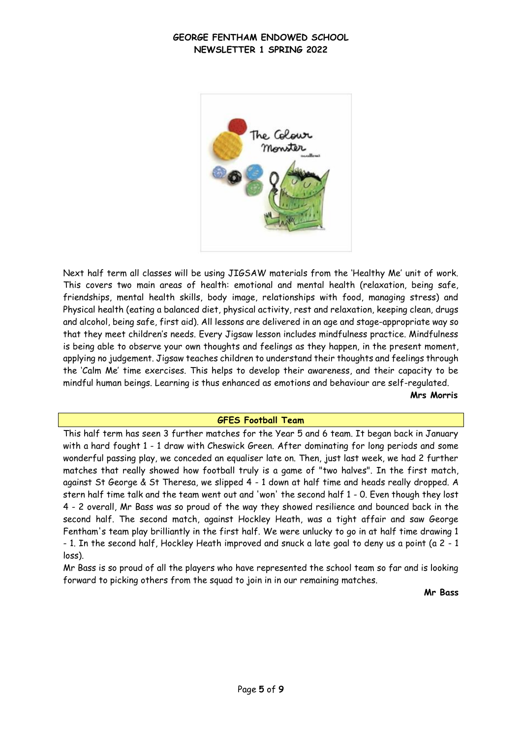Next half term all classes will be using JIGSAW materials from the 'Healthy Me' unit of work. This covers two main areas of health: emotional and mental health (relaxation, being safe, friendships, mental health skills, body image, relationships with food, managing stress) and Physical health (eating a balanced diet, physical activity, rest and relaxation, keeping clean, drugs and alcohol, being safe, first aid). All lessons are delivered in an age and stage-appropriate way so that they meet children's needs. Every Jigsaw lesson includes mindfulness practice. Mindfulness is being able to observe your own thoughts and feelings as they happen, in the present moment, applying no judgement. Jigsaw teaches children to understand their thoughts and feelings through the 'Calm Me' time exercises. This helps to develop their awareness, and their capacity to be mindful human beings. Learning is thus enhanced as emotions and behaviour are self-regulated.

**Mrs Morris**

## GFES Football Team

This half term has seen 3 further matches for the Year 5 and 6 team. It began back in January with a hard fought 1 - 1 draw with Cheswick Green. After dominating for long periods and some wonderful passing play, we conceded an equaliser late on. Then, just last week, we had 2 further matches that really showed how football truly is a game of "two halves". In the first match, against St George & St Theresa, we slipped 4 - 1 down at half time and heads really dropped. A stern half time talk and the team went out and 'won' the second half 1 - 0. Even though they lost 4 - 2 overall, Mr Bass was so proud of the way they showed resilience and bounced back in the second half. The second match, against Hockley Heath, was a tight affair and saw George Fentham's team play brilliantly in the first half. We were unlucky to go in at half time drawing 1 - 1. In the second half, Hockley Heath improved and snuck a late goal to deny us a point (a 2 - 1 loss).

Mr Bass is so proud of all the players who have represented the school team so far and is looking forward to picking others from the squad to join in in our remaining matches.

**Mr Bass**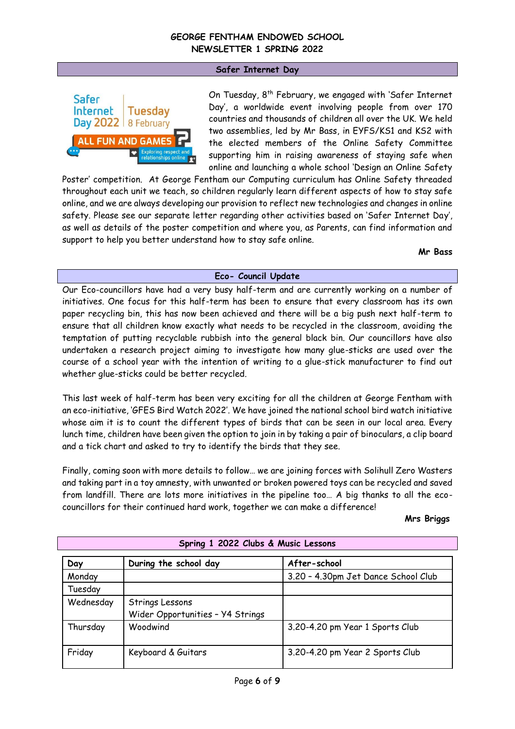GEORGE FENTHAM ENDOWED SCHOOL
NEWSLETTER 1 SPRING 2022

## Safer Internet Day

On Tuesday, 8th February, we engaged with 'Safer Internet Day', a worldwide event involving people from over 170 countries and thousands of children all over the UK. We held two assemblies, led by Mr Bass, in EYFS/KS1 and KS2 with the elected members of the Online Safety Committee supporting him in raising awareness of staying safe when online and launching a whole school 'Design an Online Safety Poster' competition. At George Fentham our Computing curriculum has Online Safety threaded throughout each unit we teach, so children regularly learn different aspects of how to stay safe online, and we are always developing our provision to reflect new technologies and changes in online safety. Please see our separate letter regarding other activities based on 'Safer Internet Day', as well as details of the poster competition and where you, as Parents, can find information and support to help you better understand how to stay safe online.

**Mr Bass**

## Eco- Council Update

Our Eco-councillors have had a very busy half-term and are currently working on a number of initiatives. One focus for this half-term has been to ensure that every classroom has its own paper recycling bin, this has now been achieved and there will be a big push next half-term to ensure that all children know exactly what needs to be recycled in the classroom, avoiding the temptation of putting recyclable rubbish into the general black bin. Our councillors have also undertaken a research project aiming to investigate how many glue-sticks are used over the course of a school year with the intention of writing to a glue-stick manufacturer to find out whether glue-sticks could be better recycled.

This last week of half-term has been very exciting for all the children at George Fentham with an eco-initiative, 'GFES Bird Watch 2022'. We have joined the national school bird watch initiative whose aim it is to count the different types of birds that can be seen in our local area. Every lunch time, children have been given the option to join in by taking a pair of binoculars, a clip board and a tick chart and asked to try to identify the birds that they see.

Finally, coming soon with more details to follow… we are joining forces with Solihull Zero Wasters and taking part in a toy amnesty, with unwanted or broken powered toys can be recycled and saved from landfill. There are lots more initiatives in the pipeline too… A big thanks to all the eco-councillors for their continued hard work, together we can make a difference!

**Mrs Briggs**

## Spring 1 2022 Clubs & Music Lessons

| Day | During the school day | After-school |
|---|---|---|
| Monday | | 3.20 – 4.30pm Jet Dance School Club |
| Tuesday | | |
| Wednesday | Strings Lessons<br>Wider Opportunities – Y4 Strings | |
| Thursday | Woodwind | 3.20-4.20 pm Year 1 Sports Club |
| Friday | Keyboard & Guitars | 3.20-4.20 pm Year 2 Sports Club |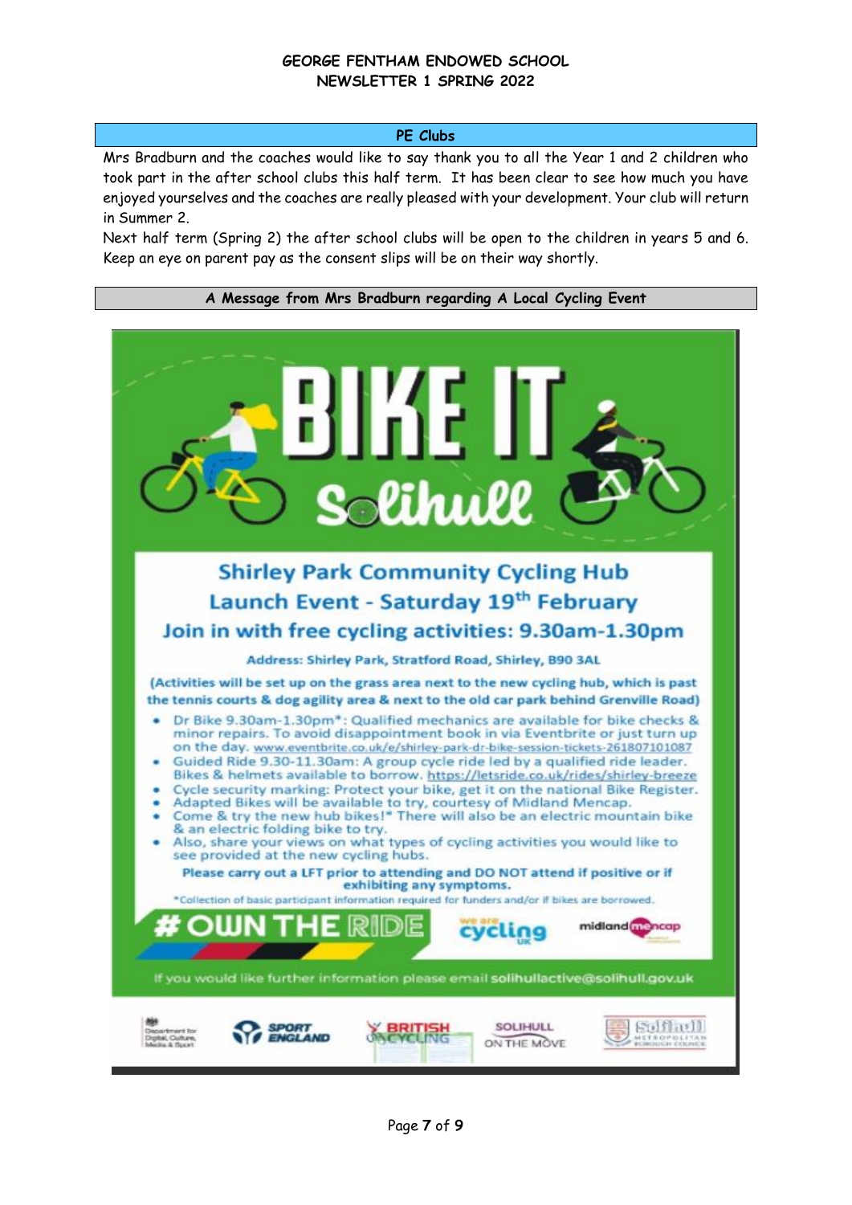## PE Clubs

Mrs Bradburn and the coaches would like to say thank you to all the Year 1 and 2 children who took part in the after school clubs this half term. It has been clear to see how much you have enjoyed yourselves and the coaches are really pleased with your development. Your club will return in Summer 2.

Next half term (Spring 2) the after school clubs will be open to the children in years 5 and 6. Keep an eye on parent pay as the consent slips will be on their way shortly.

## A Message from Mrs Bradburn regarding A Local Cycling Event

# BIKE IT Solihull

### Shirley Park Community Cycling Hub
### Launch Event - Saturday 19th February
### Join in with free cycling activities: 9.30am-1.30pm

**Address: Shirley Park, Stratford Road, Shirley, B90 3AL**

**(Activities will be set up on the grass area next to the new cycling hub, which is past the tennis courts & dog agility area & next to the old car park behind Grenville Road)**

- Dr Bike 9.30am-1.30pm*: Qualified mechanics are available for bike checks & minor repairs. To avoid disappointment book in via Eventbrite or just turn up on the day. www.eventbrite.co.uk/e/shirley-park-dr-bike-session-tickets-261807101087
- Guided Ride 9.30-11.30am: A group cycle ride led by a qualified ride leader. Bikes & helmets available to borrow. https://letsride.co.uk/rides/shirley-breeze
- Cycle security marking: Protect your bike, get it on the national Bike Register.
- Adapted Bikes will be available to try, courtesy of Midland Mencap.
- Come & try the new hub bikes!* There will also be an electric mountain bike & an electric folding bike to try.
- Also, share your views on what types of cycling activities you would like to see provided at the new cycling hubs.

**Please carry out a LFT prior to attending and DO NOT attend if positive or if exhibiting any symptoms.**

*Collection of basic participant information required for funders and/or if bikes are borrowed.

# OWN THE RIDE

We are cycling UK | midland mencap

If you would like further information please email solihullactive@solihull.gov.uk

Department for Digital, Culture, Media & Sport | Sport England | British Cycling | Solihull On The Move | Solihull Metropolitan Borough Council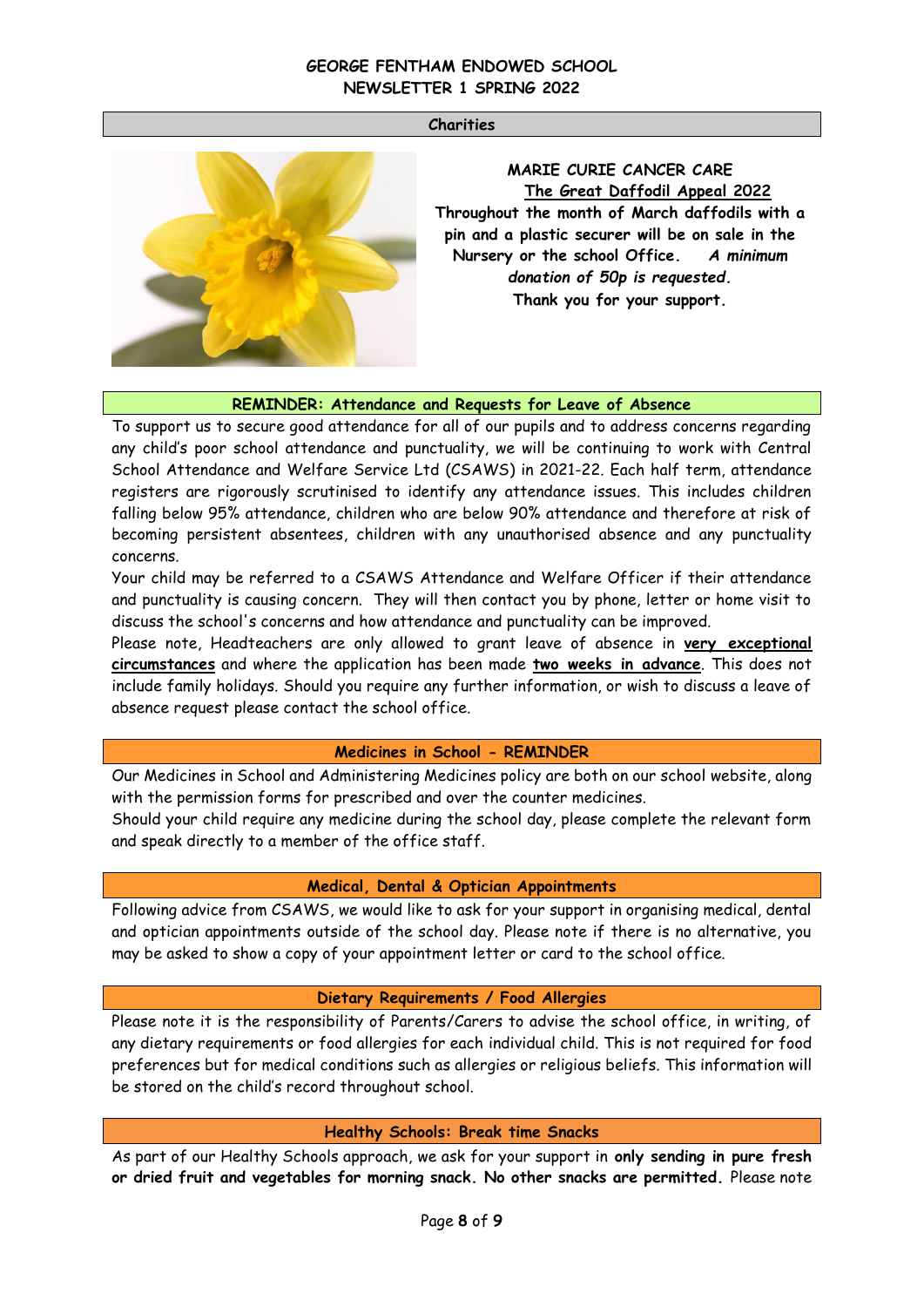GEORGE FENTHAM ENDOWED SCHOOL
NEWSLETTER 1 SPRING 2022

## Charities

**MARIE CURIE CANCER CARE**
**The Great Daffodil Appeal 2022**
**Throughout the month of March daffodils with a pin and a plastic securer will be on sale in the Nursery or the school Office.** ***A minimum donation of 50p is requested.***
**Thank you for your support.**

## REMINDER: Attendance and Requests for Leave of Absence

To support us to secure good attendance for all of our pupils and to address concerns regarding any child's poor school attendance and punctuality, we will be continuing to work with Central School Attendance and Welfare Service Ltd (CSAWS) in 2021-22. Each half term, attendance registers are rigorously scrutinised to identify any attendance issues. This includes children falling below 95% attendance, children who are below 90% attendance and therefore at risk of becoming persistent absentees, children with any unauthorised absence and any punctuality concerns.

Your child may be referred to a CSAWS Attendance and Welfare Officer if their attendance and punctuality is causing concern. They will then contact you by phone, letter or home visit to discuss the school's concerns and how attendance and punctuality can be improved.

Please note, Headteachers are only allowed to grant leave of absence in **very exceptional circumstances** and where the application has been made **two weeks in advance**. This does not include family holidays. Should you require any further information, or wish to discuss a leave of absence request please contact the school office.

## Medicines in School - REMINDER

Our Medicines in School and Administering Medicines policy are both on our school website, along with the permission forms for prescribed and over the counter medicines.

Should your child require any medicine during the school day, please complete the relevant form and speak directly to a member of the office staff.

## Medical, Dental & Optician Appointments

Following advice from CSAWS, we would like to ask for your support in organising medical, dental and optician appointments outside of the school day. Please note if there is no alternative, you may be asked to show a copy of your appointment letter or card to the school office.

## Dietary Requirements / Food Allergies

Please note it is the responsibility of Parents/Carers to advise the school office, in writing, of any dietary requirements or food allergies for each individual child. This is not required for food preferences but for medical conditions such as allergies or religious beliefs. This information will be stored on the child's record throughout school.

## Healthy Schools: Break time Snacks

As part of our Healthy Schools approach, we ask for your support in **only sending in pure fresh or dried fruit and vegetables for morning snack. No other snacks are permitted.** Please note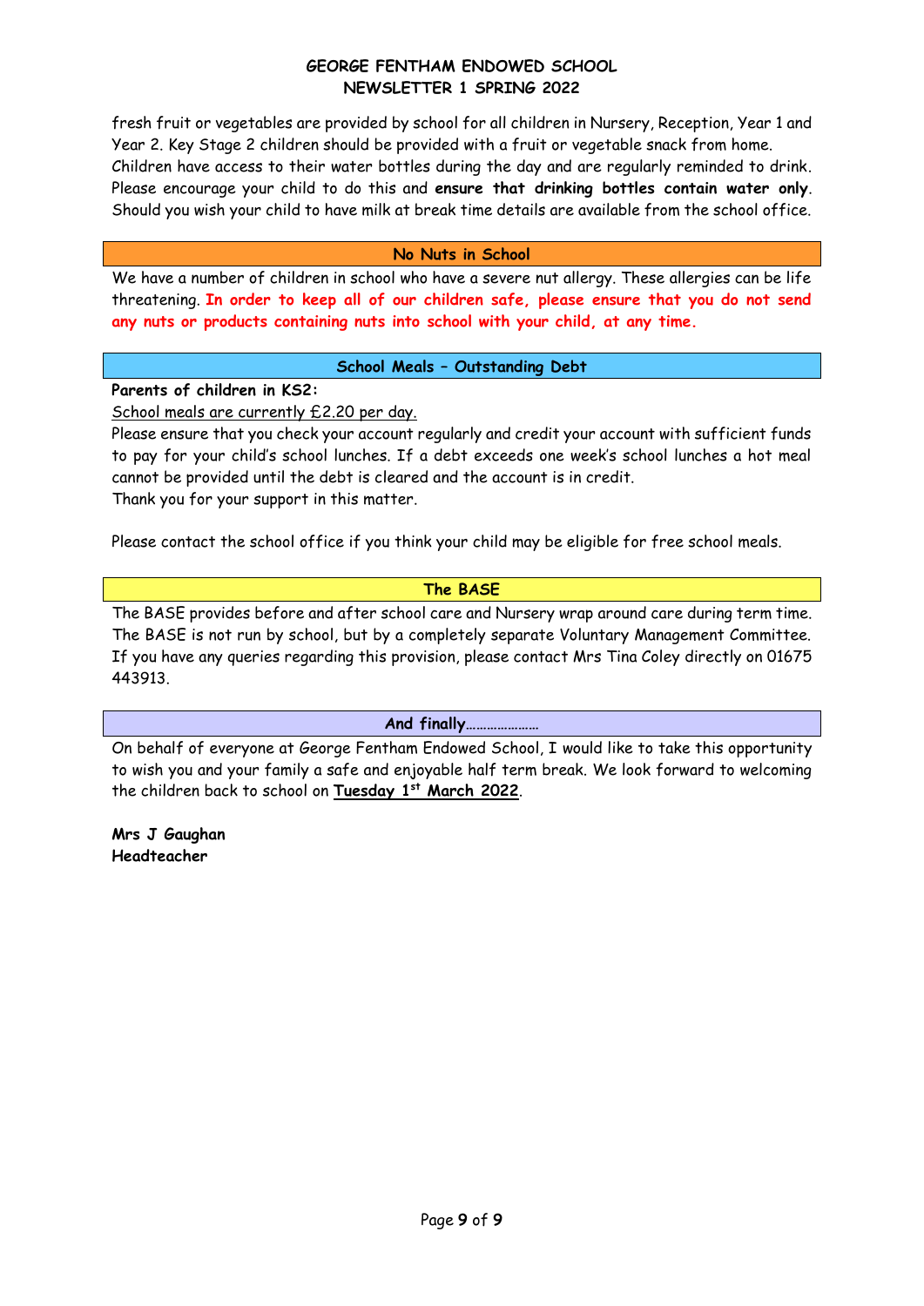fresh fruit or vegetables are provided by school for all children in Nursery, Reception, Year 1 and Year 2. Key Stage 2 children should be provided with a fruit or vegetable snack from home. Children have access to their water bottles during the day and are regularly reminded to drink. Please encourage your child to do this and **ensure that drinking bottles contain water only**. Should you wish your child to have milk at break time details are available from the school office.

## No Nuts in School

We have a number of children in school who have a severe nut allergy. These allergies can be life threatening. **In order to keep all of our children safe, please ensure that you do not send any nuts or products containing nuts into school with your child, at any time.**

## School Meals – Outstanding Debt

**Parents of children in KS2:**

School meals are currently £2.20 per day.

Please ensure that you check your account regularly and credit your account with sufficient funds to pay for your child's school lunches. If a debt exceeds one week's school lunches a hot meal cannot be provided until the debt is cleared and the account is in credit.

Thank you for your support in this matter.

Please contact the school office if you think your child may be eligible for free school meals.

## The BASE

The BASE provides before and after school care and Nursery wrap around care during term time. The BASE is not run by school, but by a completely separate Voluntary Management Committee. If you have any queries regarding this provision, please contact Mrs Tina Coley directly on 01675 443913.

## And finally…………………

On behalf of everyone at George Fentham Endowed School, I would like to take this opportunity to wish you and your family a safe and enjoyable half term break. We look forward to welcoming the children back to school on **Tuesday 1st March 2022**.

**Mrs J Gaughan**
**Headteacher**